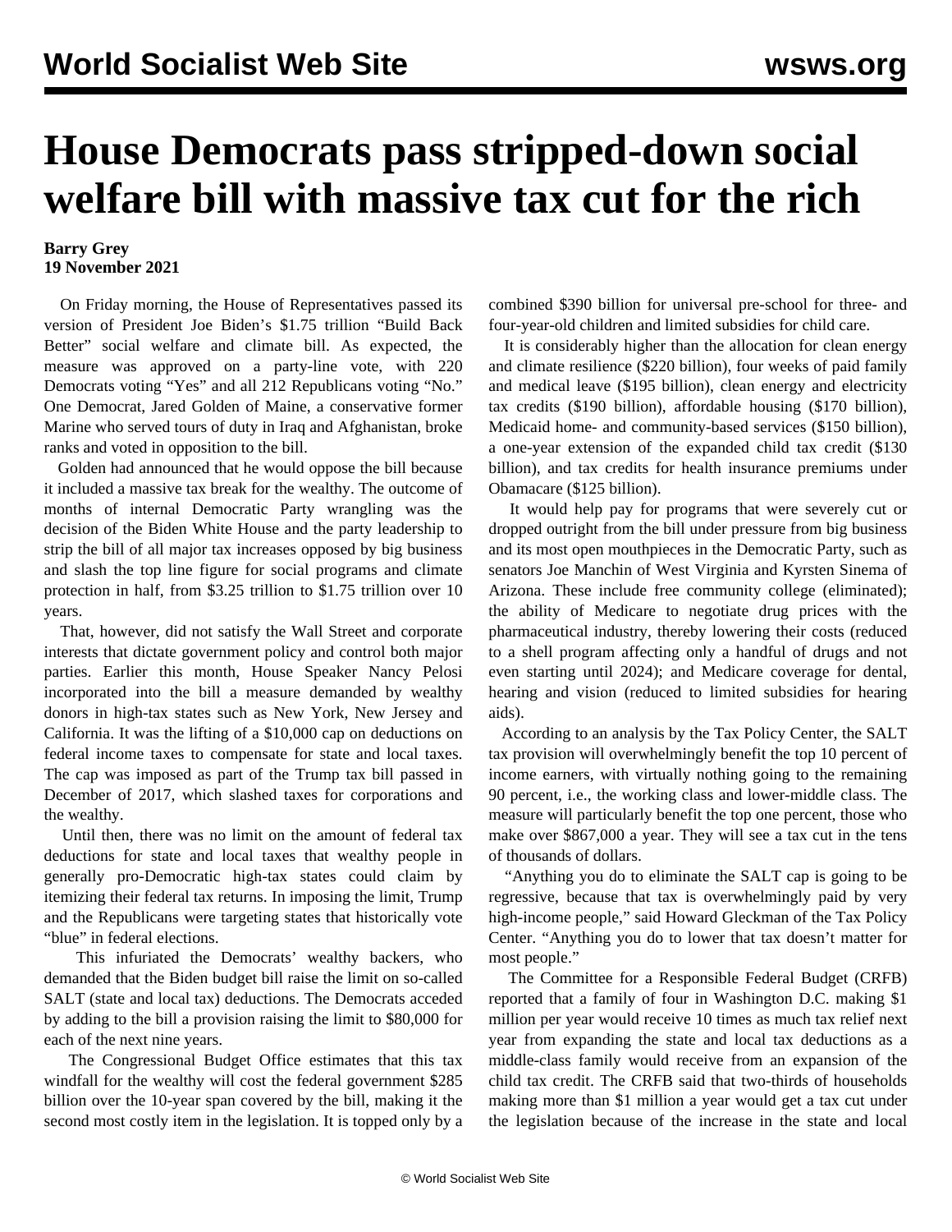# House Democrats pass stripped-down social welfare bill with massive tax cut for the rich

**Barry Grey**
**19 November 2021**

On Friday morning, the House of Representatives passed its version of President Joe Biden's $1.75 trillion "Build Back Better" social welfare and climate bill. As expected, the measure was approved on a party-line vote, with 220 Democrats voting "Yes" and all 212 Republicans voting "No." One Democrat, Jared Golden of Maine, a conservative former Marine who served tours of duty in Iraq and Afghanistan, broke ranks and voted in opposition to the bill.

Golden had announced that he would oppose the bill because it included a massive tax break for the wealthy. The outcome of months of internal Democratic Party wrangling was the decision of the Biden White House and the party leadership to strip the bill of all major tax increases opposed by big business and slash the top line figure for social programs and climate protection in half, from $3.25 trillion to $1.75 trillion over 10 years.

That, however, did not satisfy the Wall Street and corporate interests that dictate government policy and control both major parties. Earlier this month, House Speaker Nancy Pelosi incorporated into the bill a measure demanded by wealthy donors in high-tax states such as New York, New Jersey and California. It was the lifting of a $10,000 cap on deductions on federal income taxes to compensate for state and local taxes. The cap was imposed as part of the Trump tax bill passed in December of 2017, which slashed taxes for corporations and the wealthy.

Until then, there was no limit on the amount of federal tax deductions for state and local taxes that wealthy people in generally pro-Democratic high-tax states could claim by itemizing their federal tax returns. In imposing the limit, Trump and the Republicans were targeting states that historically vote "blue" in federal elections.

This infuriated the Democrats' wealthy backers, who demanded that the Biden budget bill raise the limit on so-called SALT (state and local tax) deductions. The Democrats acceded by adding to the bill a provision raising the limit to $80,000 for each of the next nine years.

The Congressional Budget Office estimates that this tax windfall for the wealthy will cost the federal government $285 billion over the 10-year span covered by the bill, making it the second most costly item in the legislation. It is topped only by a combined $390 billion for universal pre-school for three- and four-year-old children and limited subsidies for child care.

It is considerably higher than the allocation for clean energy and climate resilience ($220 billion), four weeks of paid family and medical leave ($195 billion), clean energy and electricity tax credits ($190 billion), affordable housing ($170 billion), Medicaid home- and community-based services ($150 billion), a one-year extension of the expanded child tax credit ($130 billion), and tax credits for health insurance premiums under Obamacare ($125 billion).

It would help pay for programs that were severely cut or dropped outright from the bill under pressure from big business and its most open mouthpieces in the Democratic Party, such as senators Joe Manchin of West Virginia and Kyrsten Sinema of Arizona. These include free community college (eliminated); the ability of Medicare to negotiate drug prices with the pharmaceutical industry, thereby lowering their costs (reduced to a shell program affecting only a handful of drugs and not even starting until 2024); and Medicare coverage for dental, hearing and vision (reduced to limited subsidies for hearing aids).

According to an analysis by the Tax Policy Center, the SALT tax provision will overwhelmingly benefit the top 10 percent of income earners, with virtually nothing going to the remaining 90 percent, i.e., the working class and lower-middle class. The measure will particularly benefit the top one percent, those who make over $867,000 a year. They will see a tax cut in the tens of thousands of dollars.

"Anything you do to eliminate the SALT cap is going to be regressive, because that tax is overwhelmingly paid by very high-income people," said Howard Gleckman of the Tax Policy Center. "Anything you do to lower that tax doesn't matter for most people."

The Committee for a Responsible Federal Budget (CRFB) reported that a family of four in Washington D.C. making $1 million per year would receive 10 times as much tax relief next year from expanding the state and local tax deductions as a middle-class family would receive from an expansion of the child tax credit. The CRFB said that two-thirds of households making more than $1 million a year would get a tax cut under the legislation because of the increase in the state and local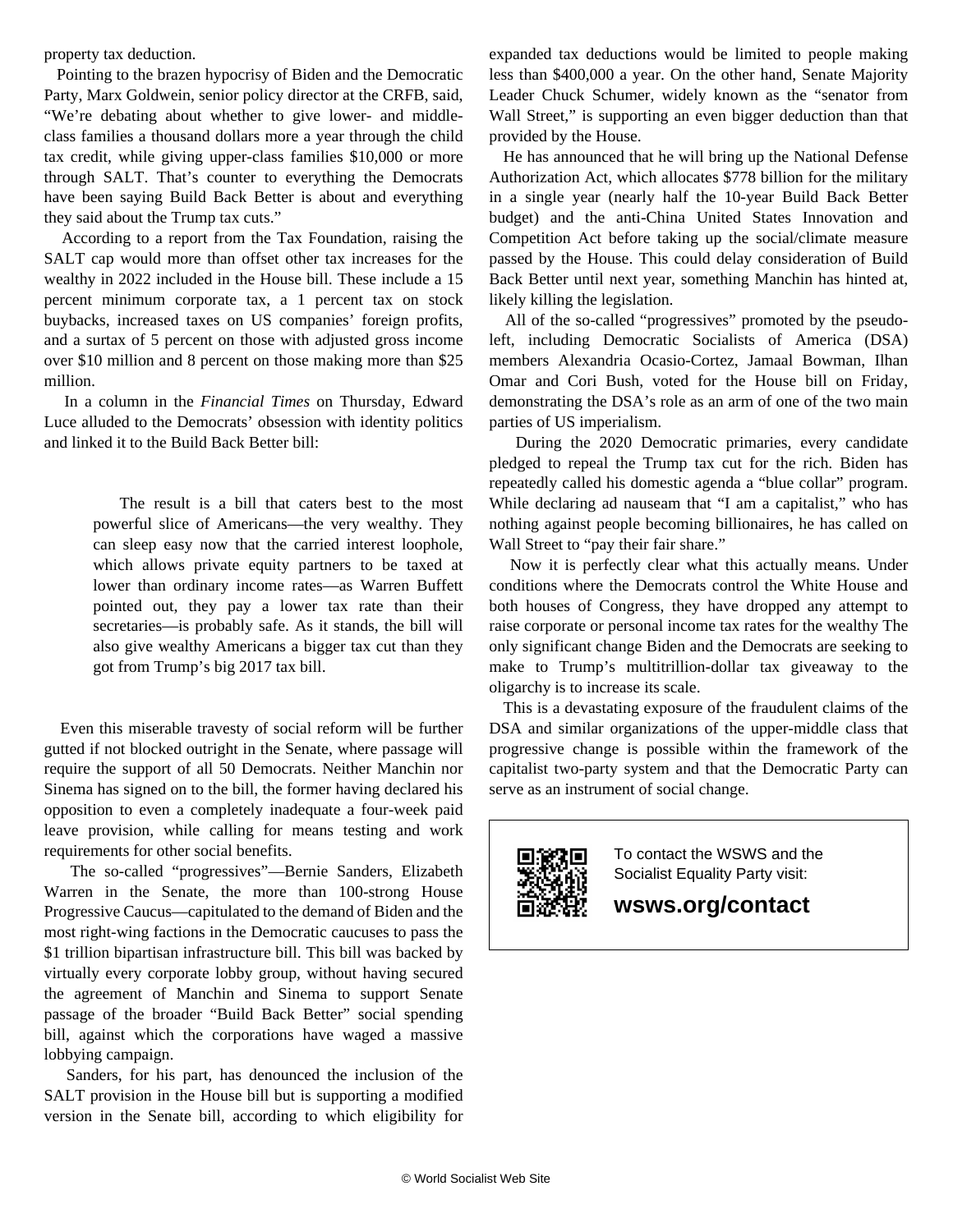property tax deduction.

Pointing to the brazen hypocrisy of Biden and the Democratic Party, Marx Goldwein, senior policy director at the CRFB, said, “We’re debating about whether to give lower- and middle-class families a thousand dollars more a year through the child tax credit, while giving upper-class families $10,000 or more through SALT. That’s counter to everything the Democrats have been saying Build Back Better is about and everything they said about the Trump tax cuts.”

According to a report from the Tax Foundation, raising the SALT cap would more than offset other tax increases for the wealthy in 2022 included in the House bill. These include a 15 percent minimum corporate tax, a 1 percent tax on stock buybacks, increased taxes on US companies’ foreign profits, and a surtax of 5 percent on those with adjusted gross income over $10 million and 8 percent on those making more than $25 million.

In a column in the *Financial Times* on Thursday, Edward Luce alluded to the Democrats’ obsession with identity politics and linked it to the Build Back Better bill:

> The result is a bill that caters best to the most powerful slice of Americans—the very wealthy. They can sleep easy now that the carried interest loophole, which allows private equity partners to be taxed at lower than ordinary income rates—as Warren Buffett pointed out, they pay a lower tax rate than their secretaries—is probably safe. As it stands, the bill will also give wealthy Americans a bigger tax cut than they got from Trump’s big 2017 tax bill.

Even this miserable travesty of social reform will be further gutted if not blocked outright in the Senate, where passage will require the support of all 50 Democrats. Neither Manchin nor Sinema has signed on to the bill, the former having declared his opposition to even a completely inadequate a four-week paid leave provision, while calling for means testing and work requirements for other social benefits.

The so-called “progressives”—Bernie Sanders, Elizabeth Warren in the Senate, the more than 100-strong House Progressive Caucus—capitulated to the demand of Biden and the most right-wing factions in the Democratic caucuses to pass the $1 trillion bipartisan infrastructure bill. This bill was backed by virtually every corporate lobby group, without having secured the agreement of Manchin and Sinema to support Senate passage of the broader “Build Back Better” social spending bill, against which the corporations have waged a massive lobbying campaign.

Sanders, for his part, has denounced the inclusion of the SALT provision in the House bill but is supporting a modified version in the Senate bill, according to which eligibility for expanded tax deductions would be limited to people making less than $400,000 a year. On the other hand, Senate Majority Leader Chuck Schumer, widely known as the “senator from Wall Street,” is supporting an even bigger deduction than that provided by the House.

He has announced that he will bring up the National Defense Authorization Act, which allocates $778 billion for the military in a single year (nearly half the 10-year Build Back Better budget) and the anti-China United States Innovation and Competition Act before taking up the social/climate measure passed by the House. This could delay consideration of Build Back Better until next year, something Manchin has hinted at, likely killing the legislation.

All of the so-called “progressives” promoted by the pseudo-left, including Democratic Socialists of America (DSA) members Alexandria Ocasio-Cortez, Jamaal Bowman, Ilhan Omar and Cori Bush, voted for the House bill on Friday, demonstrating the DSA’s role as an arm of one of the two main parties of US imperialism.

During the 2020 Democratic primaries, every candidate pledged to repeal the Trump tax cut for the rich. Biden has repeatedly called his domestic agenda a “blue collar” program. While declaring ad nauseam that “I am a capitalist,” who has nothing against people becoming billionaires, he has called on Wall Street to “pay their fair share.”

Now it is perfectly clear what this actually means. Under conditions where the Democrats control the White House and both houses of Congress, they have dropped any attempt to raise corporate or personal income tax rates for the wealthy The only significant change Biden and the Democrats are seeking to make to Trump’s multitrillion-dollar tax giveaway to the oligarchy is to increase its scale.

This is a devastating exposure of the fraudulent claims of the DSA and similar organizations of the upper-middle class that progressive change is possible within the framework of the capitalist two-party system and that the Democratic Party can serve as an instrument of social change.

To contact the WSWS and the Socialist Equality Party visit:

**wsws.org/contact**